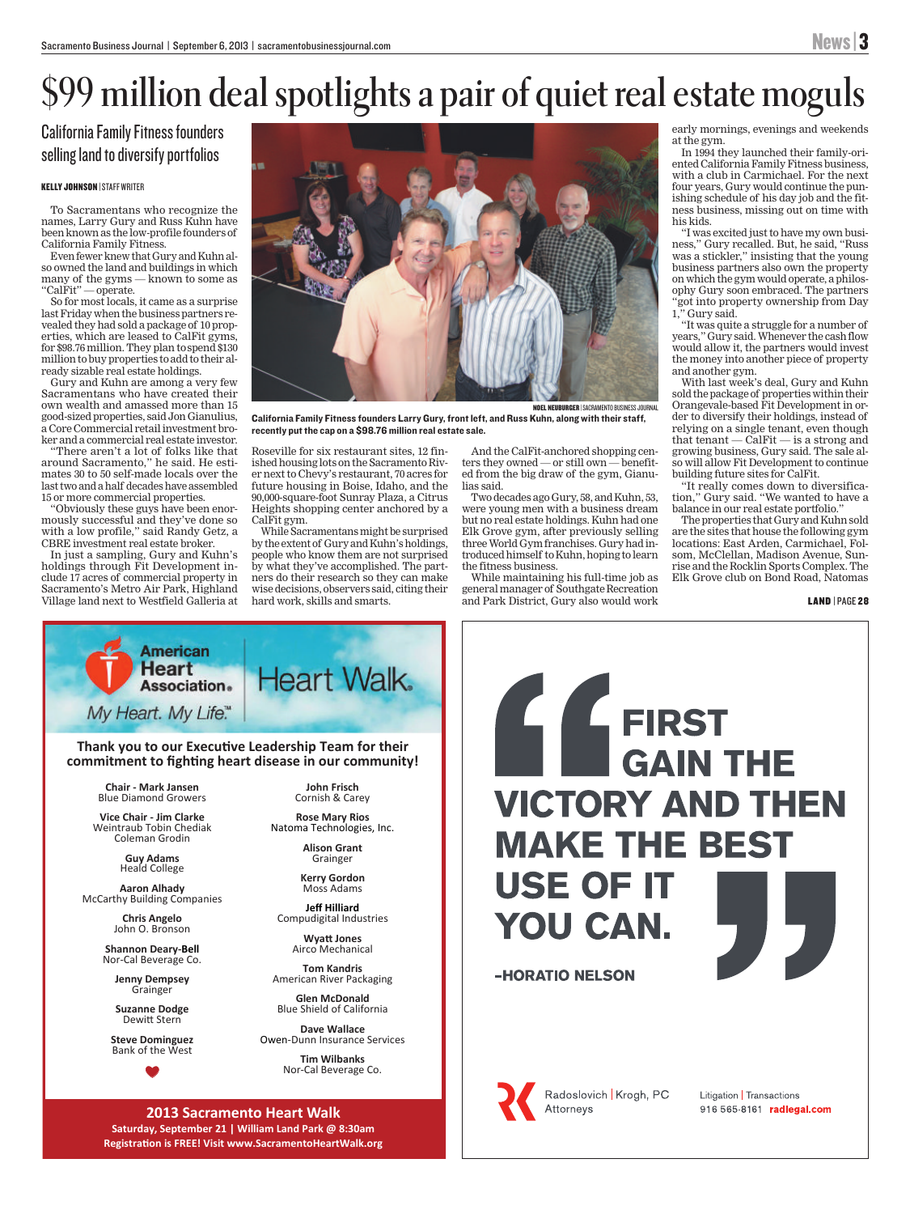# $99 million deal spotlights a pair of quiet real estate moguls

## California Family Fitness founders selling land to diversify portfolios

**KELLY JOHNSON** | STAFF WRITER

To Sacramentans who recognize the names, Larry Gury and Russ Kuhn have been known as the low-profile founders of California Family Fitness.

Even fewer knew that Gury and Kuhn also owned the land and buildings in which many of the gyms — known to some as "CalFit" — operate.

So for most locals, it came as a surprise last Friday when the business partners revealed they had sold a package of 10 properties, which are leased to CalFit gyms, for $98.76 million. They plan to spend $130 million to buy properties to add to their already sizable real estate holdings.

Gury and Kuhn are among a very few Sacramentans who have created their own wealth and amassed more than 15 good-sized properties, said Jon Gianulius, a Core Commercial retail investment broker and a commercial real estate investor.

"There aren't a lot of folks like that around Sacramento," he said. He estimates 30 to 50 self-made locals over the last two and a half decades have assembled 15 or more commercial properties.

"Obviously these guys have been enormously successful and they've done so with a low profile," said Randy Getz, a CBRE investment real estate broker.

In just a sampling, Gury and Kuhn's holdings through Fit Development include 17 acres of commercial property in Sacramento's Metro Air Park, Highland Village land next to Westfield Galleria at Roseville for six restaurant sites, 12 finished housing lots on the Sacramento River next to Chevy's restaurant, 70 acres for future housing in Boise, Idaho, and the 90,000-square-foot Sunray Plaza, a Citrus Heights shopping center anchored by a CalFit gym.

While Sacramentans might be surprised by the extent of Gury and Kuhn's holdings, people who know them are not surprised by what they've accomplished. The partners do their research so they can make wise decisions, observers said, citing their hard work, skills and smarts.

And the CalFit-anchored shopping centers they owned — or still own — benefited from the big draw of the gym, Gianulias said.

Two decades ago Gury, 58, and Kuhn, 53, were young men with a business dream but no real estate holdings. Kuhn had one Elk Grove gym, after previously selling three World Gym franchises. Gury had introduced himself to Kuhn, hoping to learn the fitness business.

While maintaining his full-time job as general manager of Southgate Recreation and Park District, Gury also would work early mornings, evenings and weekends at the gym.

In 1994 they launched their family-oriented California Family Fitness business, with a club in Carmichael. For the next four years, Gury would continue the punishing schedule of his day job and the fitness business, missing out on time with his kids.

"I was excited just to have my own business," Gury recalled. But, he said, "Russ was a stickler," insisting that the young business partners also own the property on which the gym would operate, a philosophy Gury soon embraced. The partners "got into property ownership from Day 1," Gury said.

"It was quite a struggle for a number of years," Gury said. Whenever the cash flow would allow it, the partners would invest the money into another piece of property and another gym.

With last week's deal, Gury and Kuhn sold the package of properties within their Orangevale-based Fit Development in order to diversify their holdings, instead of relying on a single tenant, even though that tenant — CalFit — is a strong and growing business, Gury said. The sale also will allow Fit Development to continue building future sites for CalFit.

"It really comes down to diversification," Gury said. "We wanted to have a balance in our real estate portfolio."

The properties that Gury and Kuhn sold are the sites that house the following gym locations: East Arden, Carmichael, Folsom, McClellan, Madison Avenue, Sunrise and the Rocklin Sports Complex. The Elk Grove club on Bond Road, Natomas

**LAND** | PAGE 28

NOEL NEUBURGER | SACRAMENTO BUSINESS JOURNAL

**California Family Fitness founders Larry Gury, front left, and Russ Kuhn, along with their staff, recently put the cap on a $98.76 million real estate sale.**

---

American Heart Association. My Heart. My Life.™ Heart Walk.

**Thank you to our Executive Leadership Team for their commitment to fighting heart disease in our community!**

**Chair - Mark Jansen**
Blue Diamond Growers

**Vice Chair - Jim Clarke**
Weintraub Tobin Chediak Coleman Grodin

**Guy Adams**
Heald College

**Aaron Alhady**
McCarthy Building Companies

**Chris Angelo**
John O. Bronson

**Shannon Deary-Bell**
Nor-Cal Beverage Co.

**Jenny Dempsey**
Grainger

**Suzanne Dodge**
Dewitt Stern

**Steve Dominguez**
Bank of the West

**John Frisch**
Cornish & Carey

**Rose Mary Rios**
Natoma Technologies, Inc.

**Alison Grant**
Grainger

**Kerry Gordon**
Moss Adams

**Jeff Hilliard**
Compudigital Industries

**Wyatt Jones**
Airco Mechanical

**Tom Kandris**
American River Packaging

**Glen McDonald**
Blue Shield of California

**Dave Wallace**
Owen-Dunn Insurance Services

**Tim Wilbanks**
Nor-Cal Beverage Co.

**2013 Sacramento Heart Walk**
**Saturday, September 21 | William Land Park @ 8:30am**
**Registration is FREE! Visit www.SacramentoHeartWalk.org**

---

**FIRST GAIN THE VICTORY AND THEN MAKE THE BEST USE OF IT YOU CAN.**

**–HORATIO NELSON**

Radoslovich | Krogh, PC
Attorneys

Litigation | Transactions
916 565-8161 **radlegal.com**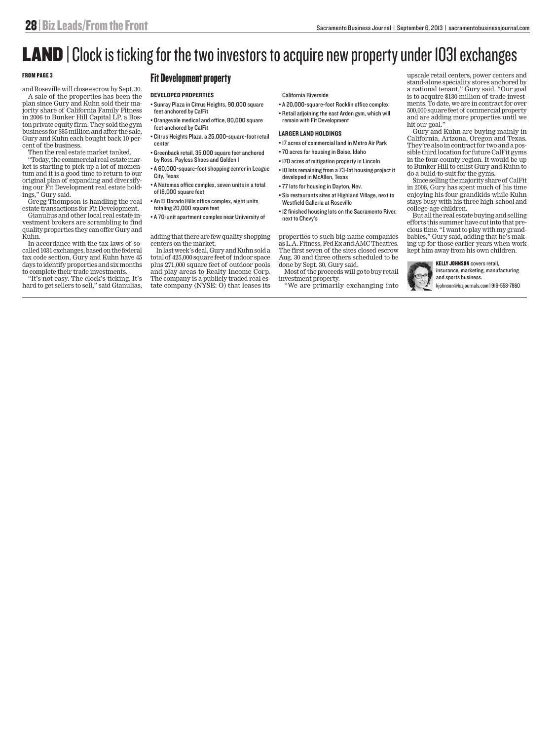# LAND | Clock is ticking for the two investors to acquire new property under 1031 exchanges

**FROM PAGE 3**

and Roseville will close escrow by Sept. 30.

A sale of the properties has been the plan since Gury and Kuhn sold their majority share of California Family Fitness in 2006 to Bunker Hill Capital LP, a Boston private equity firm. They sold the gym business for $85 million and after the sale, Gury and Kuhn each bought back 10 percent of the business.

Then the real estate market tanked.

"Today, the commercial real estate market is starting to pick up a lot of momentum and it is a good time to return to our original plan of expanding and diversifying our Fit Development real estate holdings," Gury said.

Gregg Thompson is handling the real estate transactions for Fit Development.

Gianulius and other local real estate investment brokers are scrambling to find quality properties they can offer Gury and Kuhn.

In accordance with the tax laws of so-called 1031 exchanges, based on the federal tax code section, Gury and Kuhn have 45 days to identify properties and six months to complete their trade investments.

"It's not easy. The clock's ticking. It's hard to get sellers to sell," said Gianulias, adding that there are few quality shopping centers on the market.

In last week's deal, Gury and Kuhn sold a total of 425,000 square feet of indoor space plus 271,000 square feet of outdoor pools and play areas to Realty Income Corp. The company is a publicly traded real estate company (NYSE: O) that leases its properties to such big-name companies as L.A. Fitness, Fed Ex and AMC Theatres. The first seven of the sites closed escrow Aug. 30 and three others scheduled to be done by Sept. 30, Gury said.

Most of the proceeds will go to buy retail investment property.

"We are primarily exchanging into upscale retail centers, power centers and stand-alone speciality stores anchored by a national tenant," Gury said. "Our goal is to acquire $130 million of trade investments. To date, we are in contract for over 500,000 square feet of commercial property and are adding more properties until we hit our goal."

Gury and Kuhn are buying mainly in California, Arizona, Oregon and Texas. They're also in contract for two and a possible third location for future CalFit gyms in the four-county region. It would be up to Bunker Hill to enlist Gury and Kuhn to do a build-to-suit for the gyms.

Since selling the majority share of CalFit in 2006, Gury has spent much of his time enjoying his four grandkids while Kuhn stays busy with his three high-school and college-age children.

But all the real estate buying and selling efforts this summer have cut into that precious time. "I want to play with my grandbabies," Gury said, adding that he's making up for those earlier years when work kept him away from his own children.

## Fit Development property

**DEVELOPED PROPERTIES**

- Sunray Plaza in Citrus Heights, 90,000 square feet anchored by CalFit
- Orangevale medical and office, 80,000 square feet anchored by CalFit
- Citrus Heights Plaza, a 25,000-square-foot retail center
- Greenback retail, 35,000 square feet anchored by Ross, Payless Shoes and Golden I
- A 60,000-square-foot shopping center in League City, Texas
- A Natomas office complex, seven units in a total of 18,000 square feet
- An El Dorado Hills office complex, eight units totaling 20,000 square feet
- A 70-unit apartment complex near University of California Riverside
- A 20,000-square-foot Rocklin office complex
- Retail adjoining the east Arden gym, which will remain with Fit Development

**LARGER LAND HOLDINGS**

- 17 acres of commercial land in Metro Air Park
- 70 acres for housing in Boise, Idaho
- 170 acres of mitigation property in Lincoln
- 10 lots remaining from a 73-lot housing project it developed in McAllen, Texas
- 77 lots for housing in Dayton, Nev.
- Six restaurants sites at Highland Village, next to Westfield Galleria at Roseville
- 12 finished housing lots on the Sacramento River, next to Chevy's

**KELLY JOHNSON** covers retail, insurance, marketing, manufacturing and sports business.
kjohnson@bizjournals.com | 916-558-7860